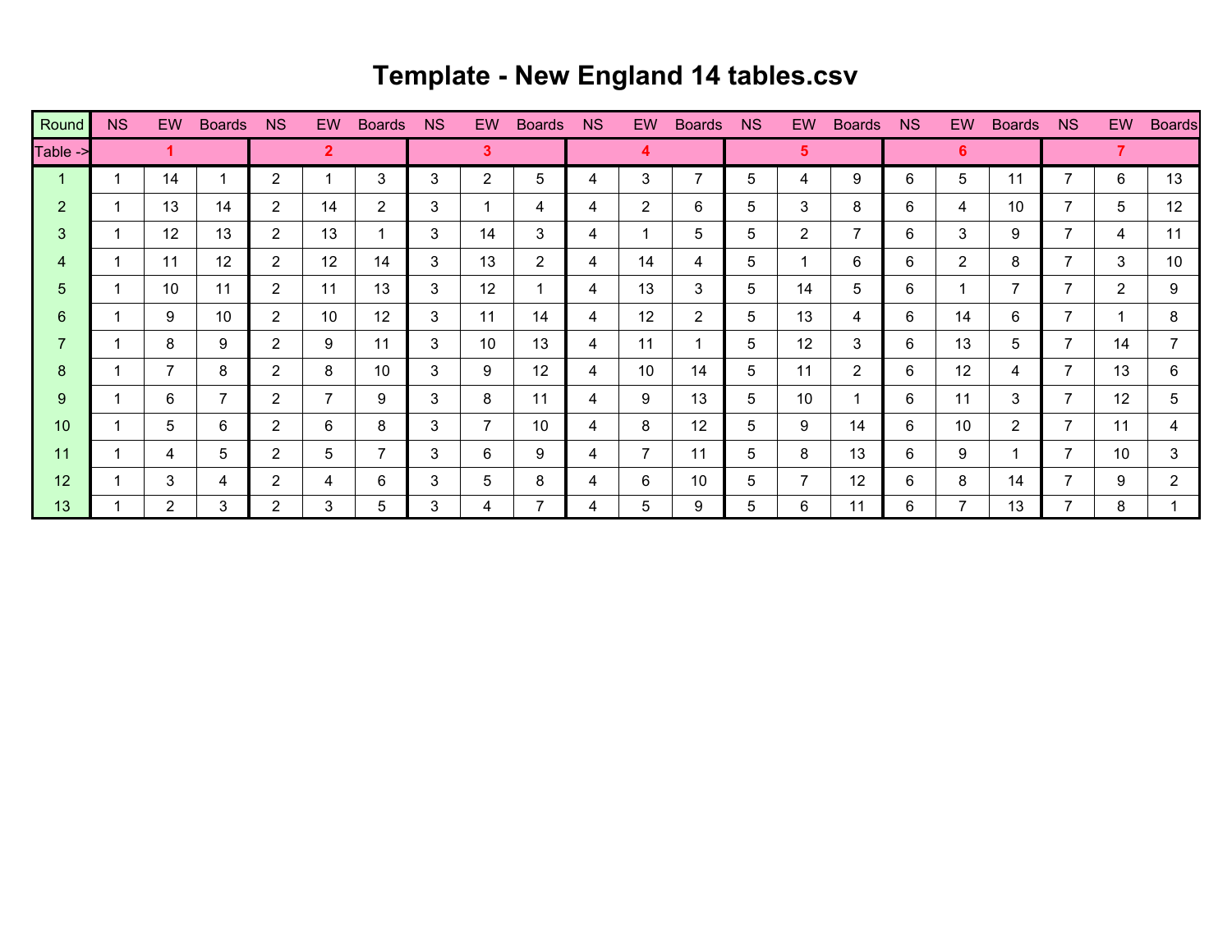# Template - New England 14 tables.csv

| Round | NS | EW | Boards | NS | EW | Boards | NS | EW | Boards | NS | EW | Boards | NS | EW | Boards | NS | EW | Boards | NS | EW | Boards |
|---|---|---|---|---|---|---|---|---|---|---|---|---|---|---|---|---|---|---|---|---|---|
| Table -> | 1 | | | 2 | | | 3 | | | 4 | | | 5 | | | 6 | | | 7 | | |
| 1 | 1 | 14 | 1 | 2 | 1 | 3 | 3 | 2 | 5 | 4 | 3 | 7 | 5 | 4 | 9 | 6 | 5 | 11 | 7 | 6 | 13 |
| 2 | 1 | 13 | 14 | 2 | 14 | 2 | 3 | 1 | 4 | 4 | 2 | 6 | 5 | 3 | 8 | 6 | 4 | 10 | 7 | 5 | 12 |
| 3 | 1 | 12 | 13 | 2 | 13 | 1 | 3 | 14 | 3 | 4 | 1 | 5 | 5 | 2 | 7 | 6 | 3 | 9 | 7 | 4 | 11 |
| 4 | 1 | 11 | 12 | 2 | 12 | 14 | 3 | 13 | 2 | 4 | 14 | 4 | 5 | 1 | 6 | 6 | 2 | 8 | 7 | 3 | 10 |
| 5 | 1 | 10 | 11 | 2 | 11 | 13 | 3 | 12 | 1 | 4 | 13 | 3 | 5 | 14 | 5 | 6 | 1 | 7 | 7 | 2 | 9 |
| 6 | 1 | 9 | 10 | 2 | 10 | 12 | 3 | 11 | 14 | 4 | 12 | 2 | 5 | 13 | 4 | 6 | 14 | 6 | 7 | 1 | 8 |
| 7 | 1 | 8 | 9 | 2 | 9 | 11 | 3 | 10 | 13 | 4 | 11 | 1 | 5 | 12 | 3 | 6 | 13 | 5 | 7 | 14 | 7 |
| 8 | 1 | 7 | 8 | 2 | 8 | 10 | 3 | 9 | 12 | 4 | 10 | 14 | 5 | 11 | 2 | 6 | 12 | 4 | 7 | 13 | 6 |
| 9 | 1 | 6 | 7 | 2 | 7 | 9 | 3 | 8 | 11 | 4 | 9 | 13 | 5 | 10 | 1 | 6 | 11 | 3 | 7 | 12 | 5 |
| 10 | 1 | 5 | 6 | 2 | 6 | 8 | 3 | 7 | 10 | 4 | 8 | 12 | 5 | 9 | 14 | 6 | 10 | 2 | 7 | 11 | 4 |
| 11 | 1 | 4 | 5 | 2 | 5 | 7 | 3 | 6 | 9 | 4 | 7 | 11 | 5 | 8 | 13 | 6 | 9 | 1 | 7 | 10 | 3 |
| 12 | 1 | 3 | 4 | 2 | 4 | 6 | 3 | 5 | 8 | 4 | 6 | 10 | 5 | 7 | 12 | 6 | 8 | 14 | 7 | 9 | 2 |
| 13 | 1 | 2 | 3 | 2 | 3 | 5 | 3 | 4 | 7 | 4 | 5 | 9 | 5 | 6 | 11 | 6 | 7 | 13 | 7 | 8 | 1 |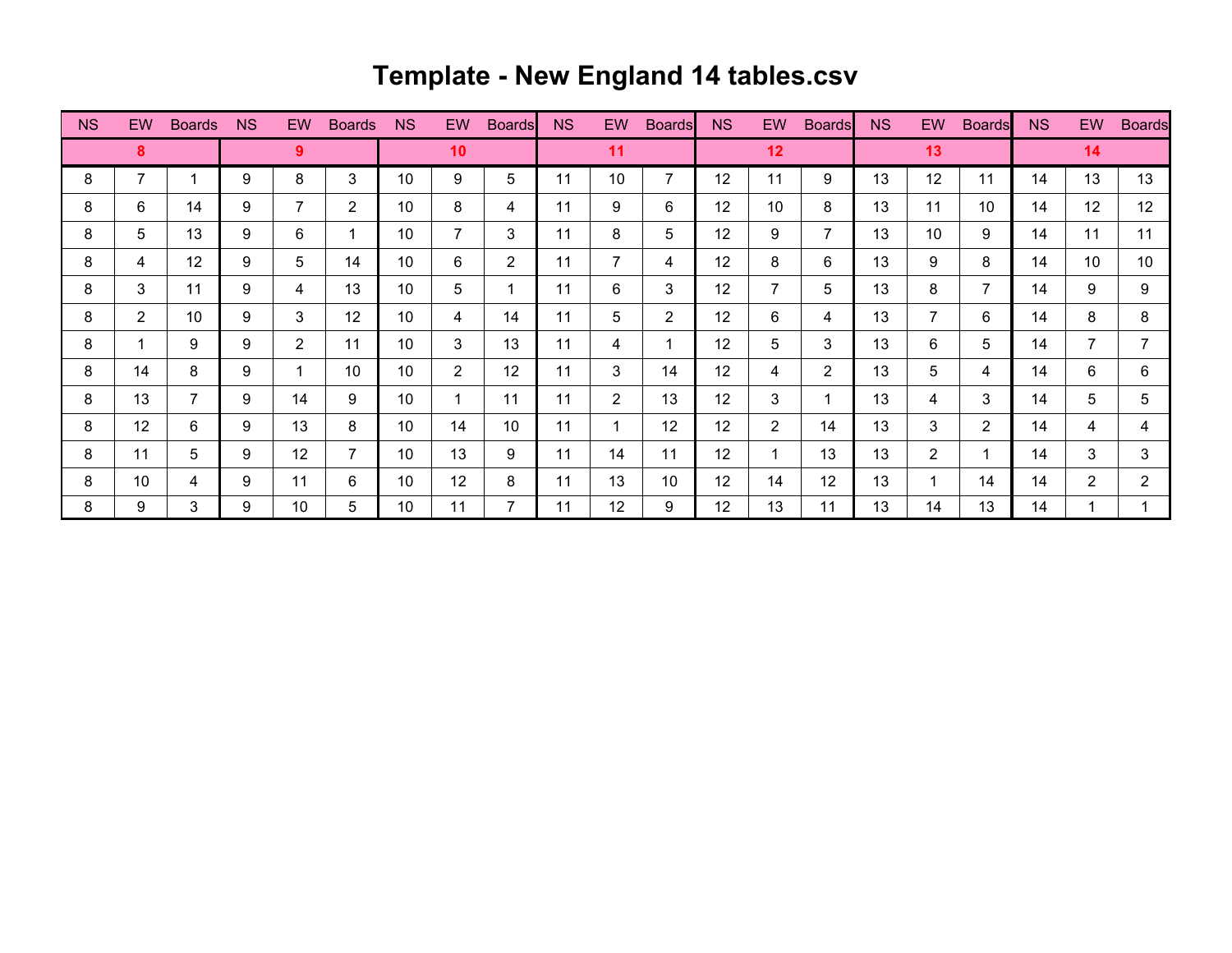# Template - New England 14 tables.csv

| NS | EW | Boards | NS | EW | Boards | NS | EW | Boards | NS | EW | Boards | NS | EW | Boards | NS | EW | Boards | NS | EW | Boards |
|---|---|---|---|---|---|---|---|---|---|---|---|---|---|---|---|---|---|---|---|---|
| 8 | | | 9 | | | 10 | | | 11 | | | 12 | | | 13 | | | 14 | | |
| 8 | 7 | 1 | 9 | 8 | 3 | 10 | 9 | 5 | 11 | 10 | 7 | 12 | 11 | 9 | 13 | 12 | 11 | 14 | 13 | 13 |
| 8 | 6 | 14 | 9 | 7 | 2 | 10 | 8 | 4 | 11 | 9 | 6 | 12 | 10 | 8 | 13 | 11 | 10 | 14 | 12 | 12 |
| 8 | 5 | 13 | 9 | 6 | 1 | 10 | 7 | 3 | 11 | 8 | 5 | 12 | 9 | 7 | 13 | 10 | 9 | 14 | 11 | 11 |
| 8 | 4 | 12 | 9 | 5 | 14 | 10 | 6 | 2 | 11 | 7 | 4 | 12 | 8 | 6 | 13 | 9 | 8 | 14 | 10 | 10 |
| 8 | 3 | 11 | 9 | 4 | 13 | 10 | 5 | 1 | 11 | 6 | 3 | 12 | 7 | 5 | 13 | 8 | 7 | 14 | 9 | 9 |
| 8 | 2 | 10 | 9 | 3 | 12 | 10 | 4 | 14 | 11 | 5 | 2 | 12 | 6 | 4 | 13 | 7 | 6 | 14 | 8 | 8 |
| 8 | 1 | 9 | 9 | 2 | 11 | 10 | 3 | 13 | 11 | 4 | 1 | 12 | 5 | 3 | 13 | 6 | 5 | 14 | 7 | 7 |
| 8 | 14 | 8 | 9 | 1 | 10 | 10 | 2 | 12 | 11 | 3 | 14 | 12 | 4 | 2 | 13 | 5 | 4 | 14 | 6 | 6 |
| 8 | 13 | 7 | 9 | 14 | 9 | 10 | 1 | 11 | 11 | 2 | 13 | 12 | 3 | 1 | 13 | 4 | 3 | 14 | 5 | 5 |
| 8 | 12 | 6 | 9 | 13 | 8 | 10 | 14 | 10 | 11 | 1 | 12 | 12 | 2 | 14 | 13 | 3 | 2 | 14 | 4 | 4 |
| 8 | 11 | 5 | 9 | 12 | 7 | 10 | 13 | 9 | 11 | 14 | 11 | 12 | 1 | 13 | 13 | 2 | 1 | 14 | 3 | 3 |
| 8 | 10 | 4 | 9 | 11 | 6 | 10 | 12 | 8 | 11 | 13 | 10 | 12 | 14 | 12 | 13 | 1 | 14 | 14 | 2 | 2 |
| 8 | 9 | 3 | 9 | 10 | 5 | 10 | 11 | 7 | 11 | 12 | 9 | 12 | 13 | 11 | 13 | 14 | 13 | 14 | 1 | 1 |